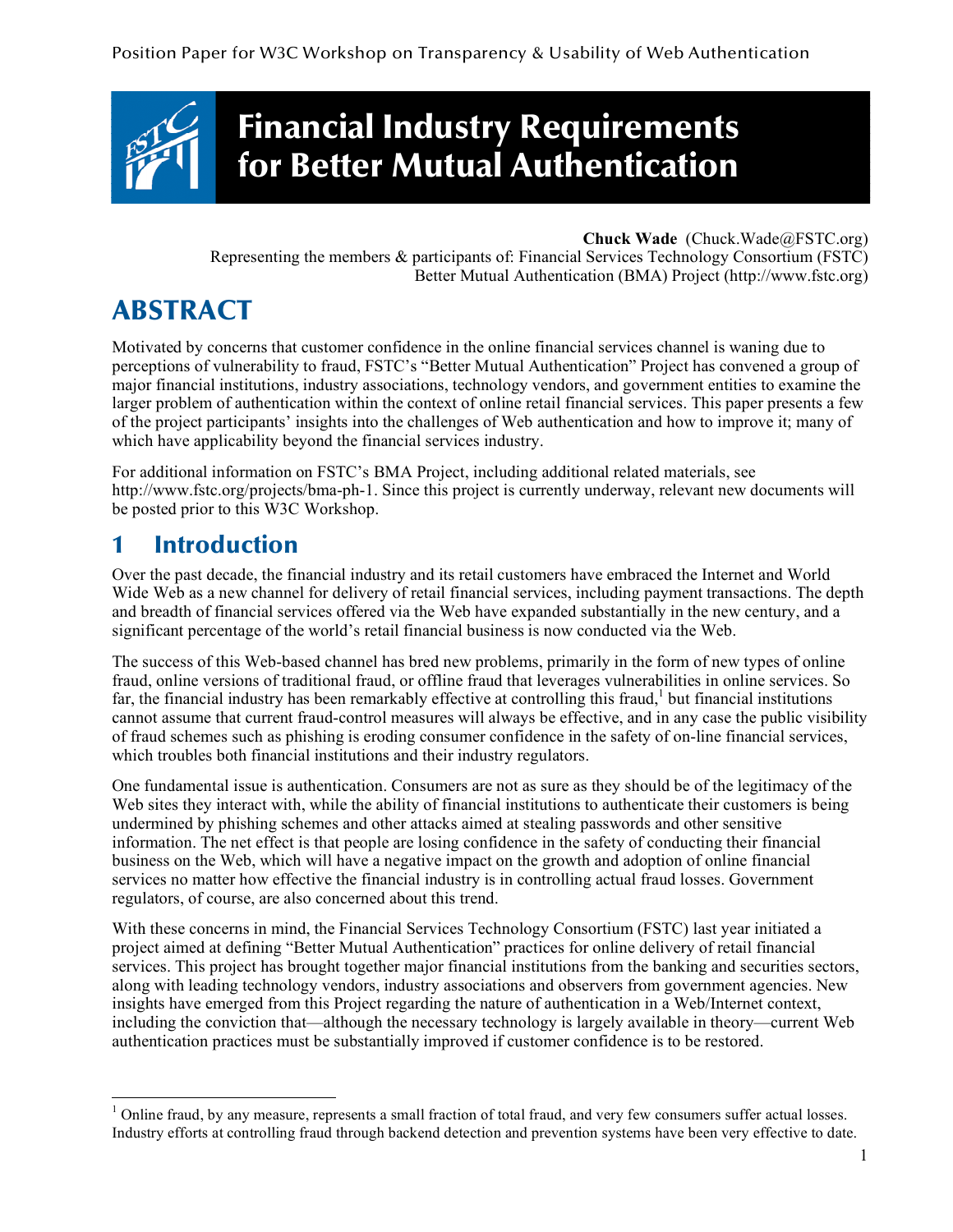Position Paper for W3C Workshop on Transparency & Usability of Web Authentication

# Financial Industry Requirements for Better Mutual Authentication

**Chuck Wade** (Chuck.Wade@FSTC.org)
Representing the members & participants of: Financial Services Technology Consortium (FSTC)
Better Mutual Authentication (BMA) Project (http://www.fstc.org)

## ABSTRACT

Motivated by concerns that customer confidence in the online financial services channel is waning due to perceptions of vulnerability to fraud, FSTC's "Better Mutual Authentication" Project has convened a group of major financial institutions, industry associations, technology vendors, and government entities to examine the larger problem of authentication within the context of online retail financial services. This paper presents a few of the project participants' insights into the challenges of Web authentication and how to improve it; many of which have applicability beyond the financial services industry.

For additional information on FSTC's BMA Project, including additional related materials, see http://www.fstc.org/projects/bma-ph-1. Since this project is currently underway, relevant new documents will be posted prior to this W3C Workshop.

## 1 Introduction

Over the past decade, the financial industry and its retail customers have embraced the Internet and World Wide Web as a new channel for delivery of retail financial services, including payment transactions. The depth and breadth of financial services offered via the Web have expanded substantially in the new century, and a significant percentage of the world's retail financial business is now conducted via the Web.

The success of this Web-based channel has bred new problems, primarily in the form of new types of online fraud, online versions of traditional fraud, or offline fraud that leverages vulnerabilities in online services. So far, the financial industry has been remarkably effective at controlling this fraud,[1] but financial institutions cannot assume that current fraud-control measures will always be effective, and in any case the public visibility of fraud schemes such as phishing is eroding consumer confidence in the safety of on-line financial services, which troubles both financial institutions and their industry regulators.

One fundamental issue is authentication. Consumers are not as sure as they should be of the legitimacy of the Web sites they interact with, while the ability of financial institutions to authenticate their customers is being undermined by phishing schemes and other attacks aimed at stealing passwords and other sensitive information. The net effect is that people are losing confidence in the safety of conducting their financial business on the Web, which will have a negative impact on the growth and adoption of online financial services no matter how effective the financial industry is in controlling actual fraud losses. Government regulators, of course, are also concerned about this trend.

With these concerns in mind, the Financial Services Technology Consortium (FSTC) last year initiated a project aimed at defining "Better Mutual Authentication" practices for online delivery of retail financial services. This project has brought together major financial institutions from the banking and securities sectors, along with leading technology vendors, industry associations and observers from government agencies. New insights have emerged from this Project regarding the nature of authentication in a Web/Internet context, including the conviction that—although the necessary technology is largely available in theory—current Web authentication practices must be substantially improved if customer confidence is to be restored.

---

[1] Online fraud, by any measure, represents a small fraction of total fraud, and very few consumers suffer actual losses. Industry efforts at controlling fraud through backend detection and prevention systems have been very effective to date.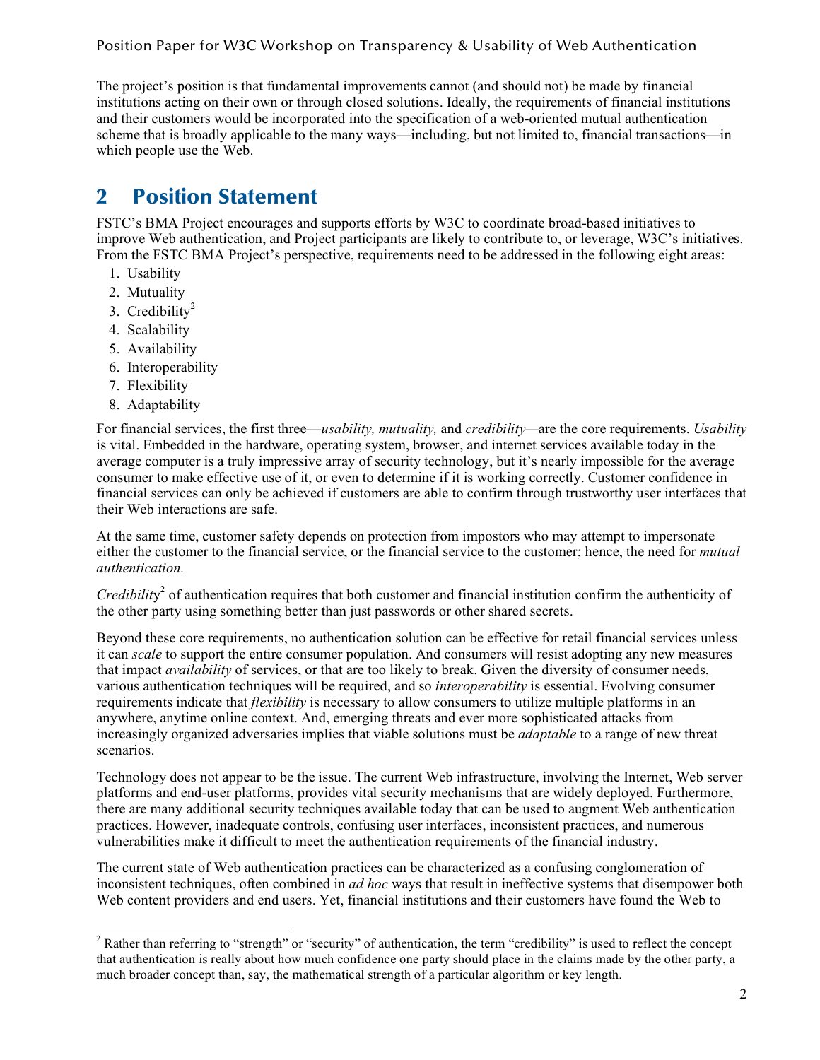The project's position is that fundamental improvements cannot (and should not) be made by financial institutions acting on their own or through closed solutions. Ideally, the requirements of financial institutions and their customers would be incorporated into the specification of a web-oriented mutual authentication scheme that is broadly applicable to the many ways—including, but not limited to, financial transactions—in which people use the Web.

## 2 Position Statement

FSTC's BMA Project encourages and supports efforts by W3C to coordinate broad-based initiatives to improve Web authentication, and Project participants are likely to contribute to, or leverage, W3C's initiatives. From the FSTC BMA Project's perspective, requirements need to be addressed in the following eight areas:

1. Usability
2. Mutuality
3. Credibility[2]
4. Scalability
5. Availability
6. Interoperability
7. Flexibility
8. Adaptability

For financial services, the first three—*usability, mutuality,* and *credibility*—are the core requirements. *Usability* is vital. Embedded in the hardware, operating system, browser, and internet services available today in the average computer is a truly impressive array of security technology, but it's nearly impossible for the average consumer to make effective use of it, or even to determine if it is working correctly. Customer confidence in financial services can only be achieved if customers are able to confirm through trustworthy user interfaces that their Web interactions are safe.

At the same time, customer safety depends on protection from impostors who may attempt to impersonate either the customer to the financial service, or the financial service to the customer; hence, the need for *mutual authentication.*

*Credibility*[2] of authentication requires that both customer and financial institution confirm the authenticity of the other party using something better than just passwords or other shared secrets.

Beyond these core requirements, no authentication solution can be effective for retail financial services unless it can *scale* to support the entire consumer population. And consumers will resist adopting any new measures that impact *availability* of services, or that are too likely to break. Given the diversity of consumer needs, various authentication techniques will be required, and so *interoperability* is essential. Evolving consumer requirements indicate that *flexibility* is necessary to allow consumers to utilize multiple platforms in an anywhere, anytime online context. And, emerging threats and ever more sophisticated attacks from increasingly organized adversaries implies that viable solutions must be *adaptable* to a range of new threat scenarios.

Technology does not appear to be the issue. The current Web infrastructure, involving the Internet, Web server platforms and end-user platforms, provides vital security mechanisms that are widely deployed. Furthermore, there are many additional security techniques available today that can be used to augment Web authentication practices. However, inadequate controls, confusing user interfaces, inconsistent practices, and numerous vulnerabilities make it difficult to meet the authentication requirements of the financial industry.

The current state of Web authentication practices can be characterized as a confusing conglomeration of inconsistent techniques, often combined in *ad hoc* ways that result in ineffective systems that disempower both Web content providers and end users. Yet, financial institutions and their customers have found the Web to

[2] Rather than referring to "strength" or "security" of authentication, the term "credibility" is used to reflect the concept that authentication is really about how much confidence one party should place in the claims made by the other party, a much broader concept than, say, the mathematical strength of a particular algorithm or key length.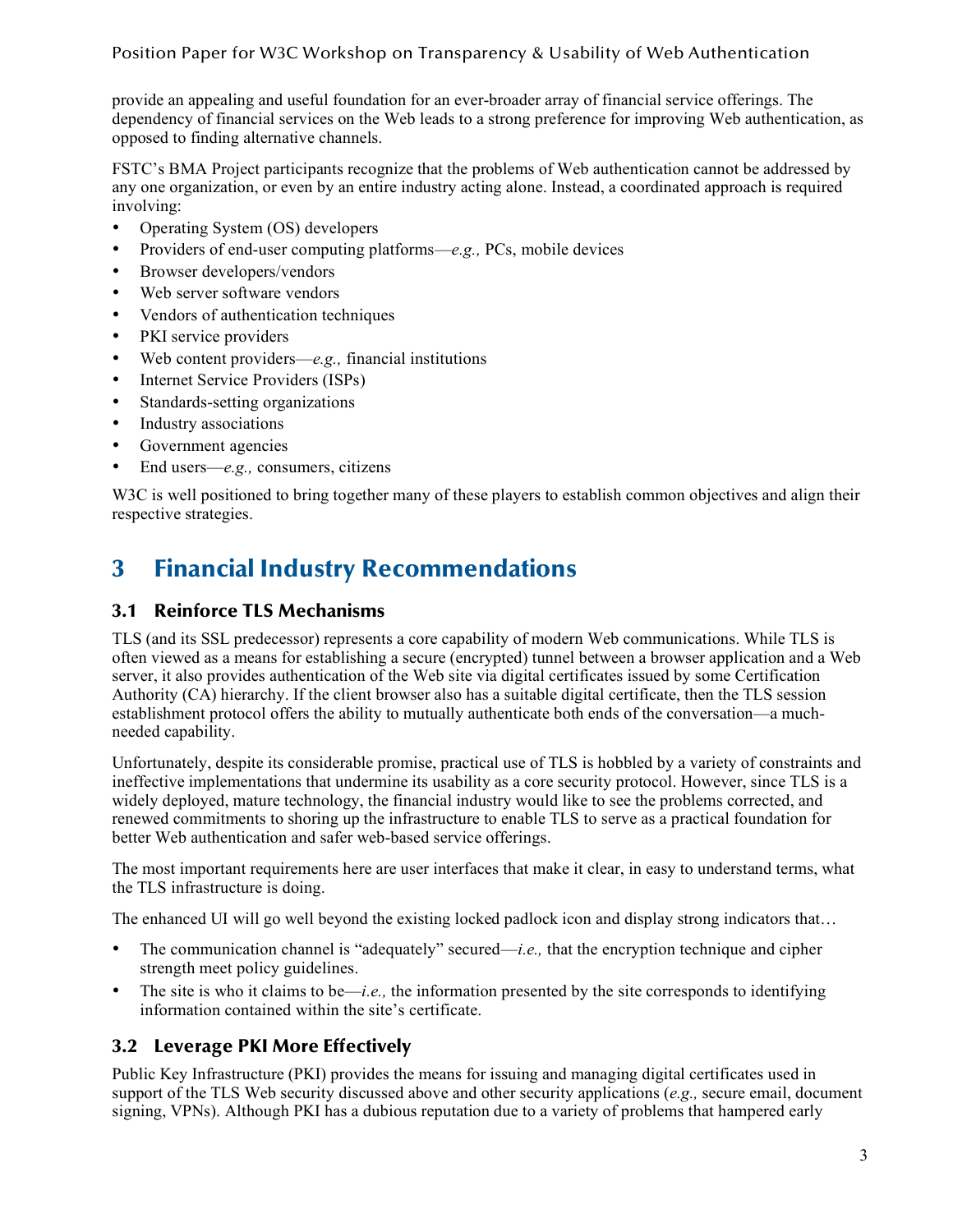provide an appealing and useful foundation for an ever-broader array of financial service offerings. The dependency of financial services on the Web leads to a strong preference for improving Web authentication, as opposed to finding alternative channels.

FSTC's BMA Project participants recognize that the problems of Web authentication cannot be addressed by any one organization, or even by an entire industry acting alone. Instead, a coordinated approach is required involving:

- Operating System (OS) developers
- Providers of end-user computing platforms—*e.g.,* PCs, mobile devices
- Browser developers/vendors
- Web server software vendors
- Vendors of authentication techniques
- PKI service providers
- Web content providers—*e.g.,* financial institutions
- Internet Service Providers (ISPs)
- Standards-setting organizations
- Industry associations
- Government agencies
- End users—*e.g.,* consumers, citizens

W3C is well positioned to bring together many of these players to establish common objectives and align their respective strategies.

# 3 Financial Industry Recommendations

## 3.1 Reinforce TLS Mechanisms

TLS (and its SSL predecessor) represents a core capability of modern Web communications. While TLS is often viewed as a means for establishing a secure (encrypted) tunnel between a browser application and a Web server, it also provides authentication of the Web site via digital certificates issued by some Certification Authority (CA) hierarchy. If the client browser also has a suitable digital certificate, then the TLS session establishment protocol offers the ability to mutually authenticate both ends of the conversation—a much-needed capability.

Unfortunately, despite its considerable promise, practical use of TLS is hobbled by a variety of constraints and ineffective implementations that undermine its usability as a core security protocol. However, since TLS is a widely deployed, mature technology, the financial industry would like to see the problems corrected, and renewed commitments to shoring up the infrastructure to enable TLS to serve as a practical foundation for better Web authentication and safer web-based service offerings.

The most important requirements here are user interfaces that make it clear, in easy to understand terms, what the TLS infrastructure is doing.

The enhanced UI will go well beyond the existing locked padlock icon and display strong indicators that…

- The communication channel is "adequately" secured—*i.e.,* that the encryption technique and cipher strength meet policy guidelines.
- The site is who it claims to be—*i.e.,* the information presented by the site corresponds to identifying information contained within the site's certificate.

## 3.2 Leverage PKI More Effectively

Public Key Infrastructure (PKI) provides the means for issuing and managing digital certificates used in support of the TLS Web security discussed above and other security applications (*e.g.,* secure email, document signing, VPNs). Although PKI has a dubious reputation due to a variety of problems that hampered early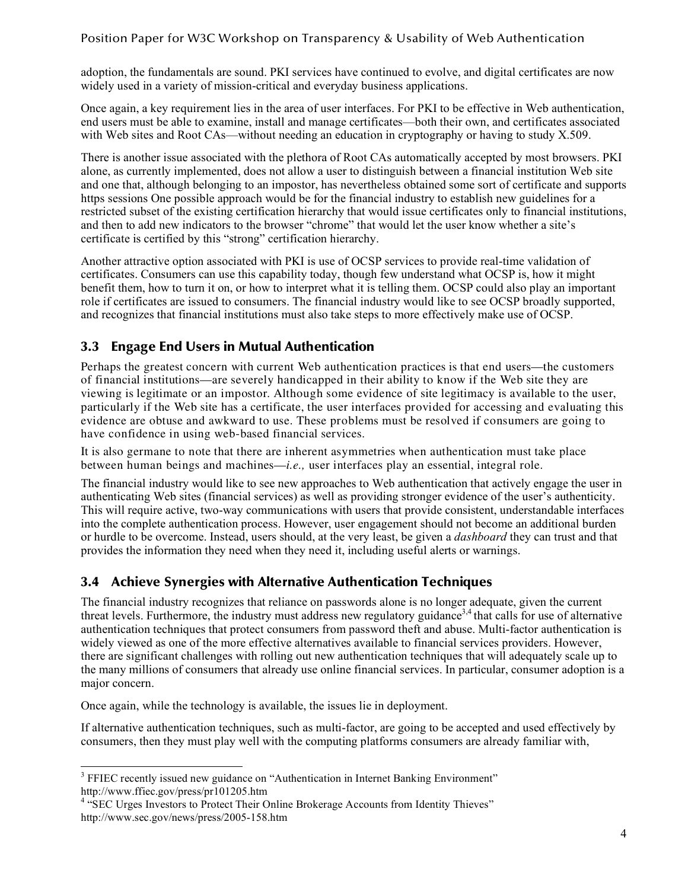adoption, the fundamentals are sound. PKI services have continued to evolve, and digital certificates are now widely used in a variety of mission-critical and everyday business applications.

Once again, a key requirement lies in the area of user interfaces. For PKI to be effective in Web authentication, end users must be able to examine, install and manage certificates—both their own, and certificates associated with Web sites and Root CAs—without needing an education in cryptography or having to study X.509.

There is another issue associated with the plethora of Root CAs automatically accepted by most browsers. PKI alone, as currently implemented, does not allow a user to distinguish between a financial institution Web site and one that, although belonging to an impostor, has nevertheless obtained some sort of certificate and supports https sessions One possible approach would be for the financial industry to establish new guidelines for a restricted subset of the existing certification hierarchy that would issue certificates only to financial institutions, and then to add new indicators to the browser "chrome" that would let the user know whether a site's certificate is certified by this "strong" certification hierarchy.

Another attractive option associated with PKI is use of OCSP services to provide real-time validation of certificates. Consumers can use this capability today, though few understand what OCSP is, how it might benefit them, how to turn it on, or how to interpret what it is telling them. OCSP could also play an important role if certificates are issued to consumers. The financial industry would like to see OCSP broadly supported, and recognizes that financial institutions must also take steps to more effectively make use of OCSP.

## 3.3 Engage End Users in Mutual Authentication

Perhaps the greatest concern with current Web authentication practices is that end users—the customers of financial institutions—are severely handicapped in their ability to know if the Web site they are viewing is legitimate or an impostor. Although some evidence of site legitimacy is available to the user, particularly if the Web site has a certificate, the user interfaces provided for accessing and evaluating this evidence are obtuse and awkward to use. These problems must be resolved if consumers are going to have confidence in using web-based financial services.

It is also germane to note that there are inherent asymmetries when authentication must take place between human beings and machines—*i.e.,* user interfaces play an essential, integral role.

The financial industry would like to see new approaches to Web authentication that actively engage the user in authenticating Web sites (financial services) as well as providing stronger evidence of the user's authenticity. This will require active, two-way communications with users that provide consistent, understandable interfaces into the complete authentication process. However, user engagement should not become an additional burden or hurdle to be overcome. Instead, users should, at the very least, be given a *dashboard* they can trust and that provides the information they need when they need it, including useful alerts or warnings.

## 3.4 Achieve Synergies with Alternative Authentication Techniques

The financial industry recognizes that reliance on passwords alone is no longer adequate, given the current threat levels. Furthermore, the industry must address new regulatory guidance[3,4] that calls for use of alternative authentication techniques that protect consumers from password theft and abuse. Multi-factor authentication is widely viewed as one of the more effective alternatives available to financial services providers. However, there are significant challenges with rolling out new authentication techniques that will adequately scale up to the many millions of consumers that already use online financial services. In particular, consumer adoption is a major concern.

Once again, while the technology is available, the issues lie in deployment.

If alternative authentication techniques, such as multi-factor, are going to be accepted and used effectively by consumers, then they must play well with the computing platforms consumers are already familiar with,

---

[3] FFIEC recently issued new guidance on "Authentication in Internet Banking Environment" http://www.ffiec.gov/press/pr101205.htm

[4] "SEC Urges Investors to Protect Their Online Brokerage Accounts from Identity Thieves" http://www.sec.gov/news/press/2005-158.htm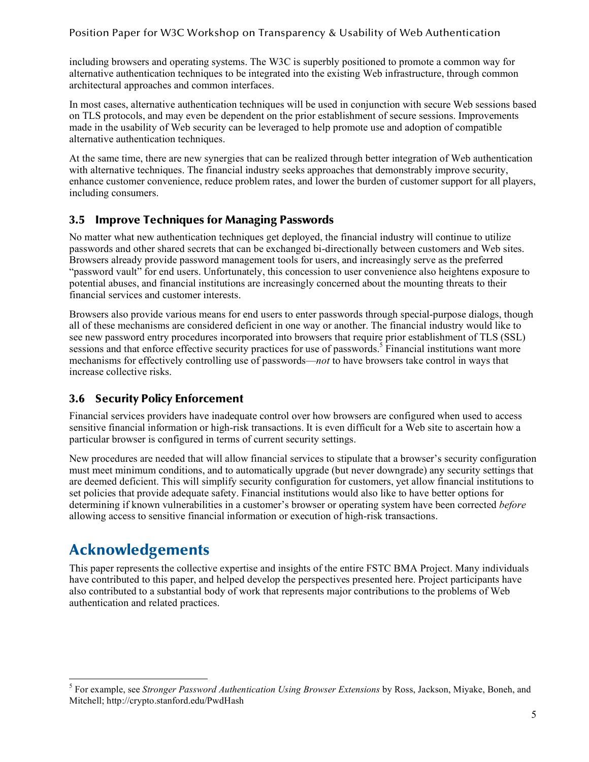including browsers and operating systems. The W3C is superbly positioned to promote a common way for alternative authentication techniques to be integrated into the existing Web infrastructure, through common architectural approaches and common interfaces.

In most cases, alternative authentication techniques will be used in conjunction with secure Web sessions based on TLS protocols, and may even be dependent on the prior establishment of secure sessions. Improvements made in the usability of Web security can be leveraged to help promote use and adoption of compatible alternative authentication techniques.

At the same time, there are new synergies that can be realized through better integration of Web authentication with alternative techniques. The financial industry seeks approaches that demonstrably improve security, enhance customer convenience, reduce problem rates, and lower the burden of customer support for all players, including consumers.

### 3.5 Improve Techniques for Managing Passwords

No matter what new authentication techniques get deployed, the financial industry will continue to utilize passwords and other shared secrets that can be exchanged bi-directionally between customers and Web sites. Browsers already provide password management tools for users, and increasingly serve as the preferred "password vault" for end users. Unfortunately, this concession to user convenience also heightens exposure to potential abuses, and financial institutions are increasingly concerned about the mounting threats to their financial services and customer interests.

Browsers also provide various means for end users to enter passwords through special-purpose dialogs, though all of these mechanisms are considered deficient in one way or another. The financial industry would like to see new password entry procedures incorporated into browsers that require prior establishment of TLS (SSL) sessions and that enforce effective security practices for use of passwords.[5] Financial institutions want more mechanisms for effectively controlling use of passwords—*not* to have browsers take control in ways that increase collective risks.

### 3.6 Security Policy Enforcement

Financial services providers have inadequate control over how browsers are configured when used to access sensitive financial information or high-risk transactions. It is even difficult for a Web site to ascertain how a particular browser is configured in terms of current security settings.

New procedures are needed that will allow financial services to stipulate that a browser's security configuration must meet minimum conditions, and to automatically upgrade (but never downgrade) any security settings that are deemed deficient. This will simplify security configuration for customers, yet allow financial institutions to set policies that provide adequate safety. Financial institutions would also like to have better options for determining if known vulnerabilities in a customer's browser or operating system have been corrected *before* allowing access to sensitive financial information or execution of high-risk transactions.

## Acknowledgements

This paper represents the collective expertise and insights of the entire FSTC BMA Project. Many individuals have contributed to this paper, and helped develop the perspectives presented here. Project participants have also contributed to a substantial body of work that represents major contributions to the problems of Web authentication and related practices.

---

[5] For example, see *Stronger Password Authentication Using Browser Extensions* by Ross, Jackson, Miyake, Boneh, and Mitchell; http://crypto.stanford.edu/PwdHash